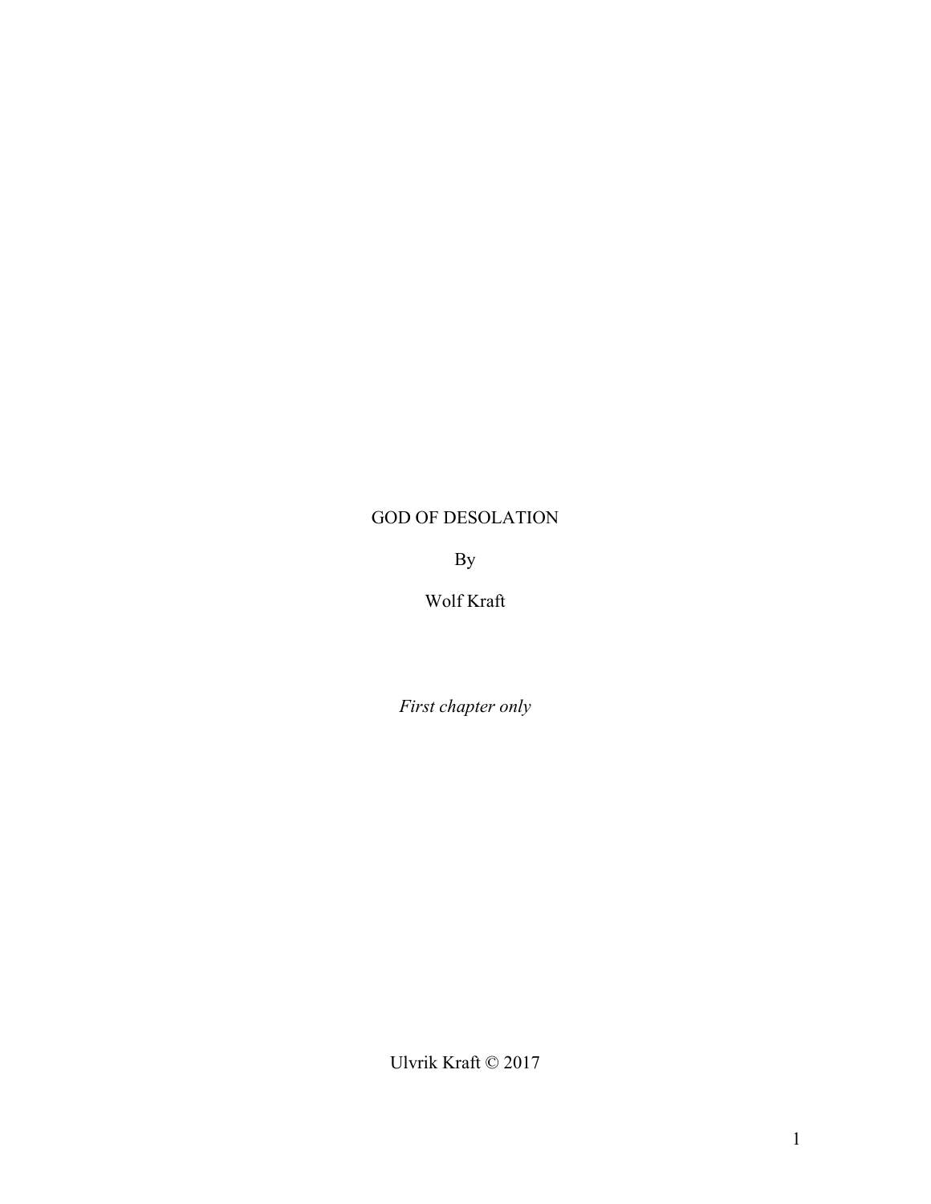# GOD OF DESOLATION

By

Wolf Kraft

*First chapter only*

Ulvrik Kraft © 2017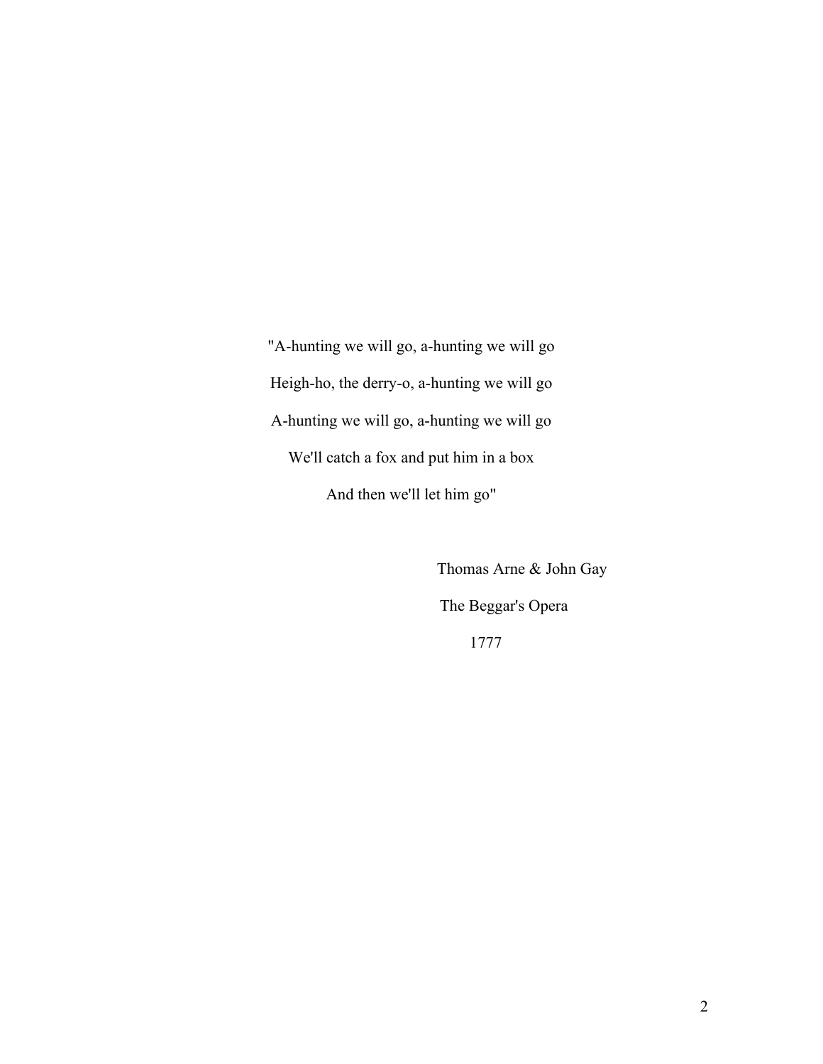"A-hunting we will go, a-hunting we will go

Heigh-ho, the derry-o, a-hunting we will go

A-hunting we will go, a-hunting we will go

We'll catch a fox and put him in a box

And then we'll let him go"

Thomas Arne & John Gay

The Beggar's Opera

1777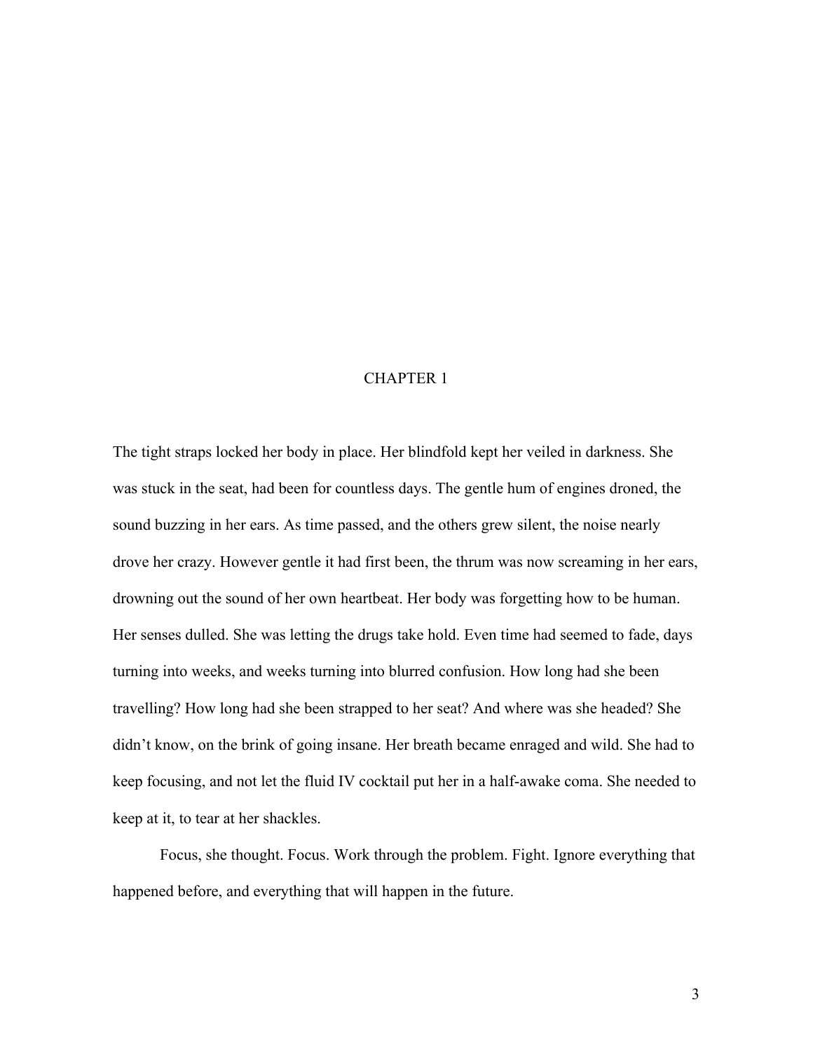# CHAPTER 1

The tight straps locked her body in place. Her blindfold kept her veiled in darkness. She was stuck in the seat, had been for countless days. The gentle hum of engines droned, the sound buzzing in her ears. As time passed, and the others grew silent, the noise nearly drove her crazy. However gentle it had first been, the thrum was now screaming in her ears, drowning out the sound of her own heartbeat. Her body was forgetting how to be human. Her senses dulled. She was letting the drugs take hold. Even time had seemed to fade, days turning into weeks, and weeks turning into blurred confusion. How long had she been travelling? How long had she been strapped to her seat? And where was she headed? She didn't know, on the brink of going insane. Her breath became enraged and wild. She had to keep focusing, and not let the fluid IV cocktail put her in a half-awake coma. She needed to keep at it, to tear at her shackles.

Focus, she thought. Focus. Work through the problem. Fight. Ignore everything that happened before, and everything that will happen in the future.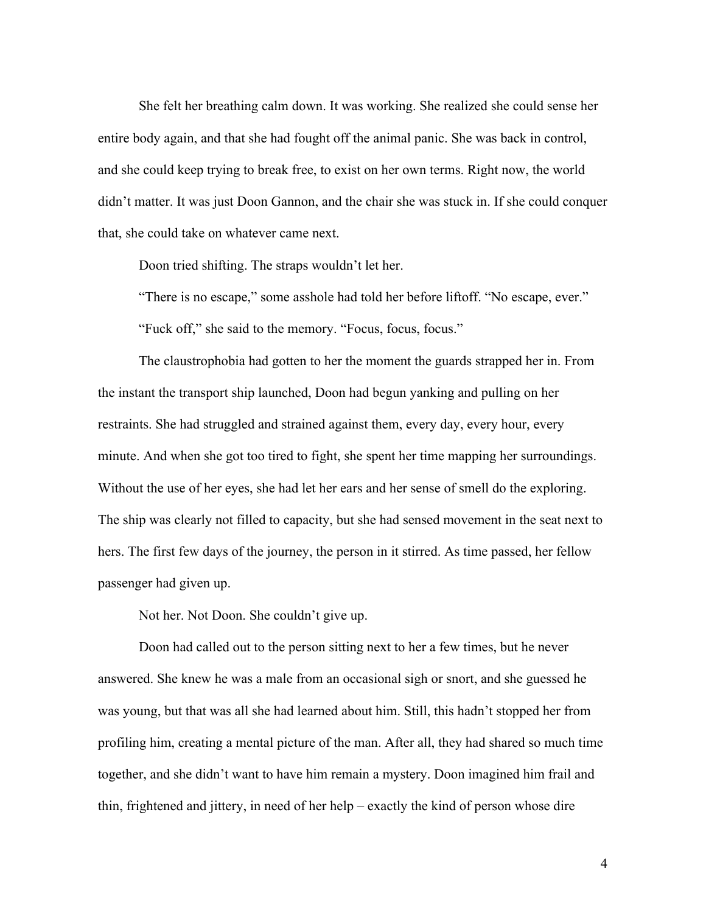She felt her breathing calm down. It was working. She realized she could sense her entire body again, and that she had fought off the animal panic. She was back in control, and she could keep trying to break free, to exist on her own terms. Right now, the world didn't matter. It was just Doon Gannon, and the chair she was stuck in. If she could conquer that, she could take on whatever came next.

Doon tried shifting. The straps wouldn't let her.

"There is no escape," some asshole had told her before liftoff. "No escape, ever."

"Fuck off," she said to the memory. "Focus, focus, focus."

The claustrophobia had gotten to her the moment the guards strapped her in. From the instant the transport ship launched, Doon had begun yanking and pulling on her restraints. She had struggled and strained against them, every day, every hour, every minute. And when she got too tired to fight, she spent her time mapping her surroundings. Without the use of her eyes, she had let her ears and her sense of smell do the exploring. The ship was clearly not filled to capacity, but she had sensed movement in the seat next to hers. The first few days of the journey, the person in it stirred. As time passed, her fellow passenger had given up.

Not her. Not Doon. She couldn't give up.

Doon had called out to the person sitting next to her a few times, but he never answered. She knew he was a male from an occasional sigh or snort, and she guessed he was young, but that was all she had learned about him. Still, this hadn't stopped her from profiling him, creating a mental picture of the man. After all, they had shared so much time together, and she didn't want to have him remain a mystery. Doon imagined him frail and thin, frightened and jittery, in need of her help – exactly the kind of person whose dire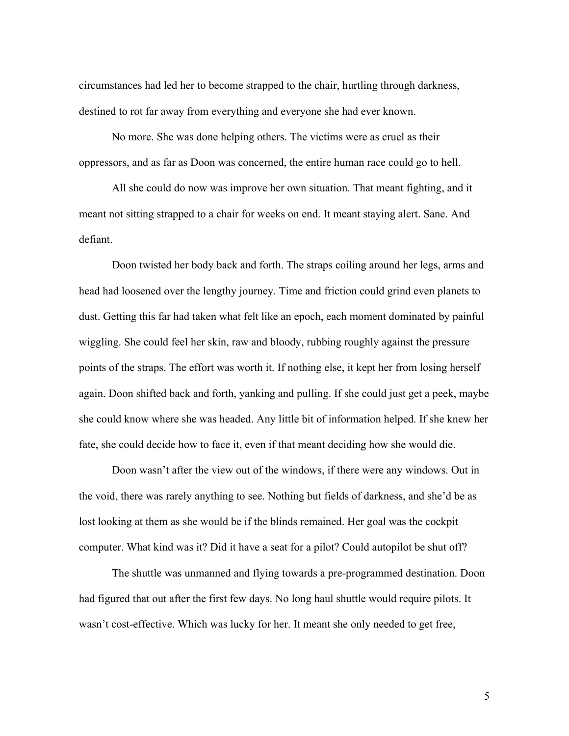circumstances had led her to become strapped to the chair, hurtling through darkness, destined to rot far away from everything and everyone she had ever known.

No more. She was done helping others. The victims were as cruel as their oppressors, and as far as Doon was concerned, the entire human race could go to hell.

All she could do now was improve her own situation. That meant fighting, and it meant not sitting strapped to a chair for weeks on end. It meant staying alert. Sane. And defiant.

Doon twisted her body back and forth. The straps coiling around her legs, arms and head had loosened over the lengthy journey. Time and friction could grind even planets to dust. Getting this far had taken what felt like an epoch, each moment dominated by painful wiggling. She could feel her skin, raw and bloody, rubbing roughly against the pressure points of the straps. The effort was worth it. If nothing else, it kept her from losing herself again. Doon shifted back and forth, yanking and pulling. If she could just get a peek, maybe she could know where she was headed. Any little bit of information helped. If she knew her fate, she could decide how to face it, even if that meant deciding how she would die.

Doon wasn't after the view out of the windows, if there were any windows. Out in the void, there was rarely anything to see. Nothing but fields of darkness, and she'd be as lost looking at them as she would be if the blinds remained. Her goal was the cockpit computer. What kind was it? Did it have a seat for a pilot? Could autopilot be shut off?

The shuttle was unmanned and flying towards a pre-programmed destination. Doon had figured that out after the first few days. No long haul shuttle would require pilots. It wasn't cost-effective. Which was lucky for her. It meant she only needed to get free,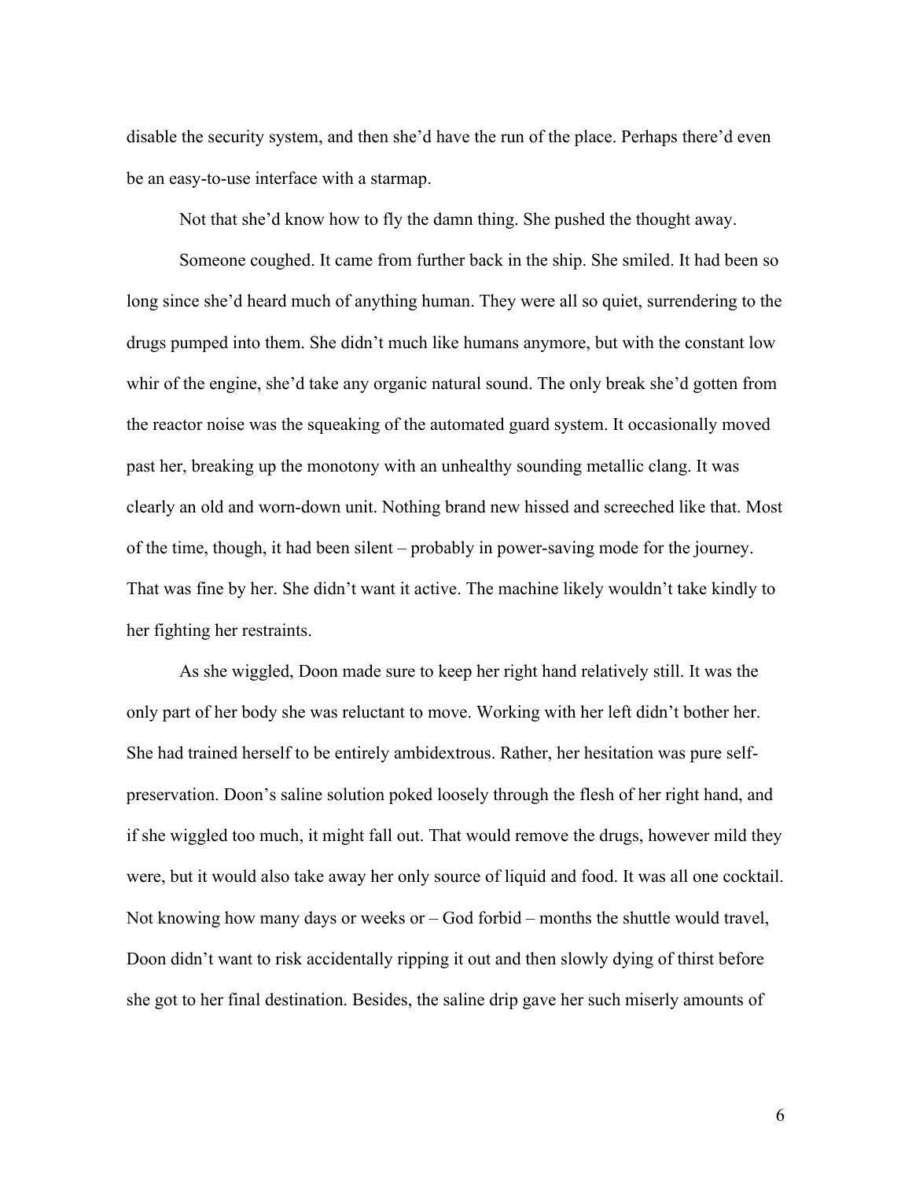disable the security system, and then she'd have the run of the place. Perhaps there'd even be an easy-to-use interface with a starmap.

Not that she'd know how to fly the damn thing. She pushed the thought away.

Someone coughed. It came from further back in the ship. She smiled. It had been so long since she'd heard much of anything human. They were all so quiet, surrendering to the drugs pumped into them. She didn't much like humans anymore, but with the constant low whir of the engine, she'd take any organic natural sound. The only break she'd gotten from the reactor noise was the squeaking of the automated guard system. It occasionally moved past her, breaking up the monotony with an unhealthy sounding metallic clang. It was clearly an old and worn-down unit. Nothing brand new hissed and screeched like that. Most of the time, though, it had been silent – probably in power-saving mode for the journey. That was fine by her. She didn't want it active. The machine likely wouldn't take kindly to her fighting her restraints.

As she wiggled, Doon made sure to keep her right hand relatively still. It was the only part of her body she was reluctant to move. Working with her left didn't bother her. She had trained herself to be entirely ambidextrous. Rather, her hesitation was pure self-preservation. Doon's saline solution poked loosely through the flesh of her right hand, and if she wiggled too much, it might fall out. That would remove the drugs, however mild they were, but it would also take away her only source of liquid and food. It was all one cocktail. Not knowing how many days or weeks or – God forbid – months the shuttle would travel, Doon didn't want to risk accidentally ripping it out and then slowly dying of thirst before she got to her final destination. Besides, the saline drip gave her such miserly amounts of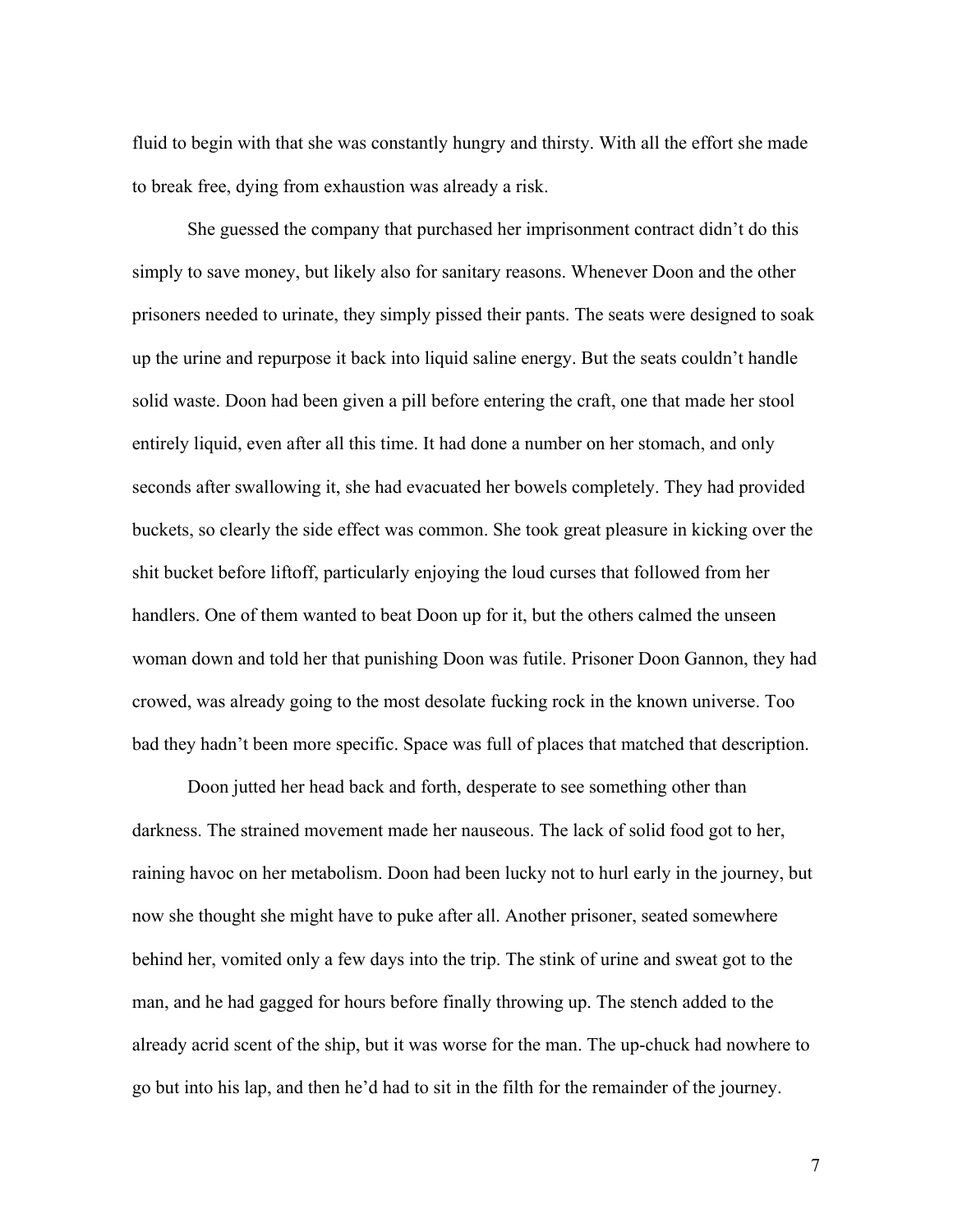fluid to begin with that she was constantly hungry and thirsty. With all the effort she made to break free, dying from exhaustion was already a risk.

She guessed the company that purchased her imprisonment contract didn't do this simply to save money, but likely also for sanitary reasons. Whenever Doon and the other prisoners needed to urinate, they simply pissed their pants. The seats were designed to soak up the urine and repurpose it back into liquid saline energy. But the seats couldn't handle solid waste. Doon had been given a pill before entering the craft, one that made her stool entirely liquid, even after all this time. It had done a number on her stomach, and only seconds after swallowing it, she had evacuated her bowels completely. They had provided buckets, so clearly the side effect was common. She took great pleasure in kicking over the shit bucket before liftoff, particularly enjoying the loud curses that followed from her handlers. One of them wanted to beat Doon up for it, but the others calmed the unseen woman down and told her that punishing Doon was futile. Prisoner Doon Gannon, they had crowed, was already going to the most desolate fucking rock in the known universe. Too bad they hadn't been more specific. Space was full of places that matched that description.

Doon jutted her head back and forth, desperate to see something other than darkness. The strained movement made her nauseous. The lack of solid food got to her, raining havoc on her metabolism. Doon had been lucky not to hurl early in the journey, but now she thought she might have to puke after all. Another prisoner, seated somewhere behind her, vomited only a few days into the trip. The stink of urine and sweat got to the man, and he had gagged for hours before finally throwing up. The stench added to the already acrid scent of the ship, but it was worse for the man. The up-chuck had nowhere to go but into his lap, and then he'd had to sit in the filth for the remainder of the journey.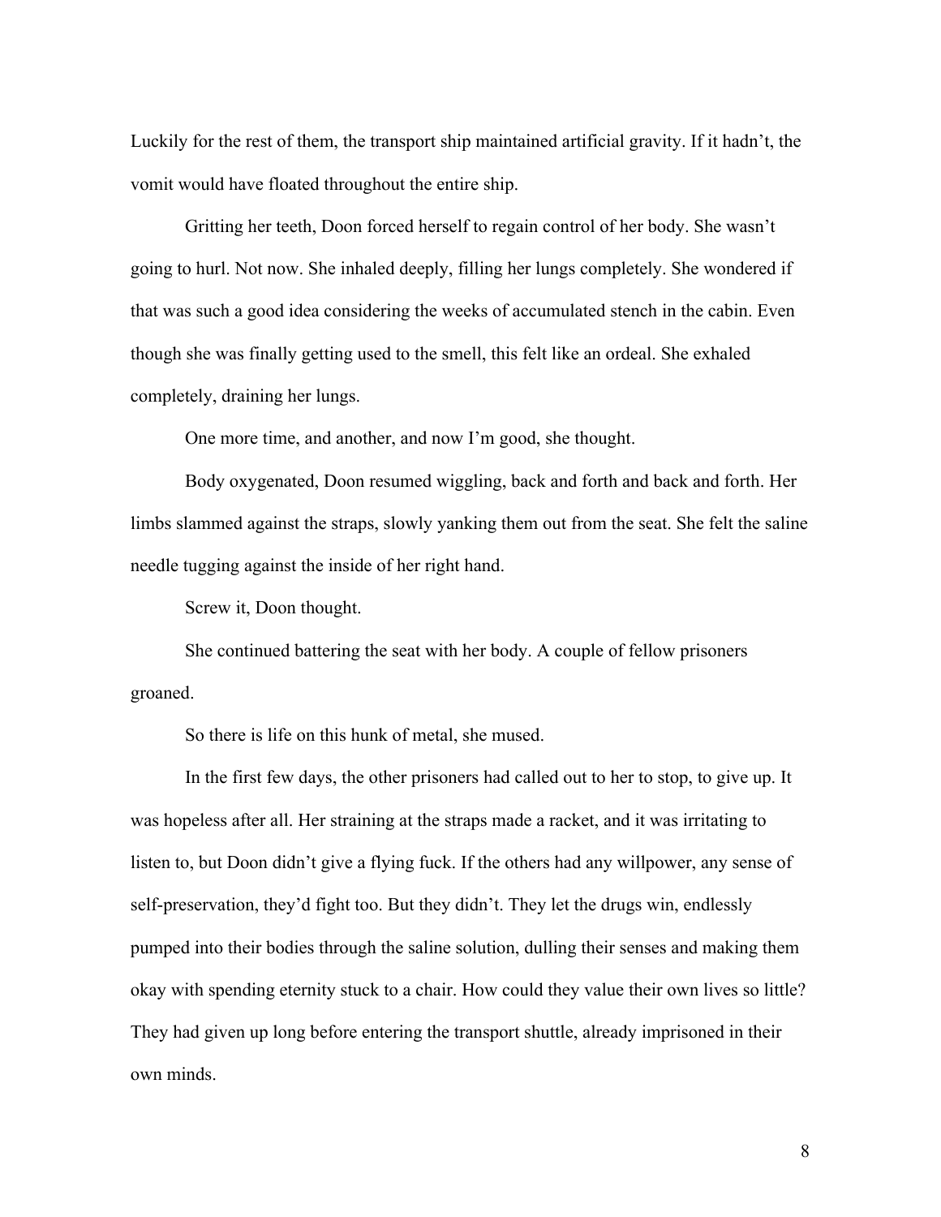Luckily for the rest of them, the transport ship maintained artificial gravity. If it hadn't, the vomit would have floated throughout the entire ship.

Gritting her teeth, Doon forced herself to regain control of her body. She wasn't going to hurl. Not now. She inhaled deeply, filling her lungs completely. She wondered if that was such a good idea considering the weeks of accumulated stench in the cabin. Even though she was finally getting used to the smell, this felt like an ordeal. She exhaled completely, draining her lungs.

One more time, and another, and now I'm good, she thought.

Body oxygenated, Doon resumed wiggling, back and forth and back and forth. Her limbs slammed against the straps, slowly yanking them out from the seat. She felt the saline needle tugging against the inside of her right hand.

Screw it, Doon thought.

She continued battering the seat with her body. A couple of fellow prisoners groaned.

So there is life on this hunk of metal, she mused.

In the first few days, the other prisoners had called out to her to stop, to give up. It was hopeless after all. Her straining at the straps made a racket, and it was irritating to listen to, but Doon didn't give a flying fuck. If the others had any willpower, any sense of self-preservation, they'd fight too. But they didn't. They let the drugs win, endlessly pumped into their bodies through the saline solution, dulling their senses and making them okay with spending eternity stuck to a chair. How could they value their own lives so little? They had given up long before entering the transport shuttle, already imprisoned in their own minds.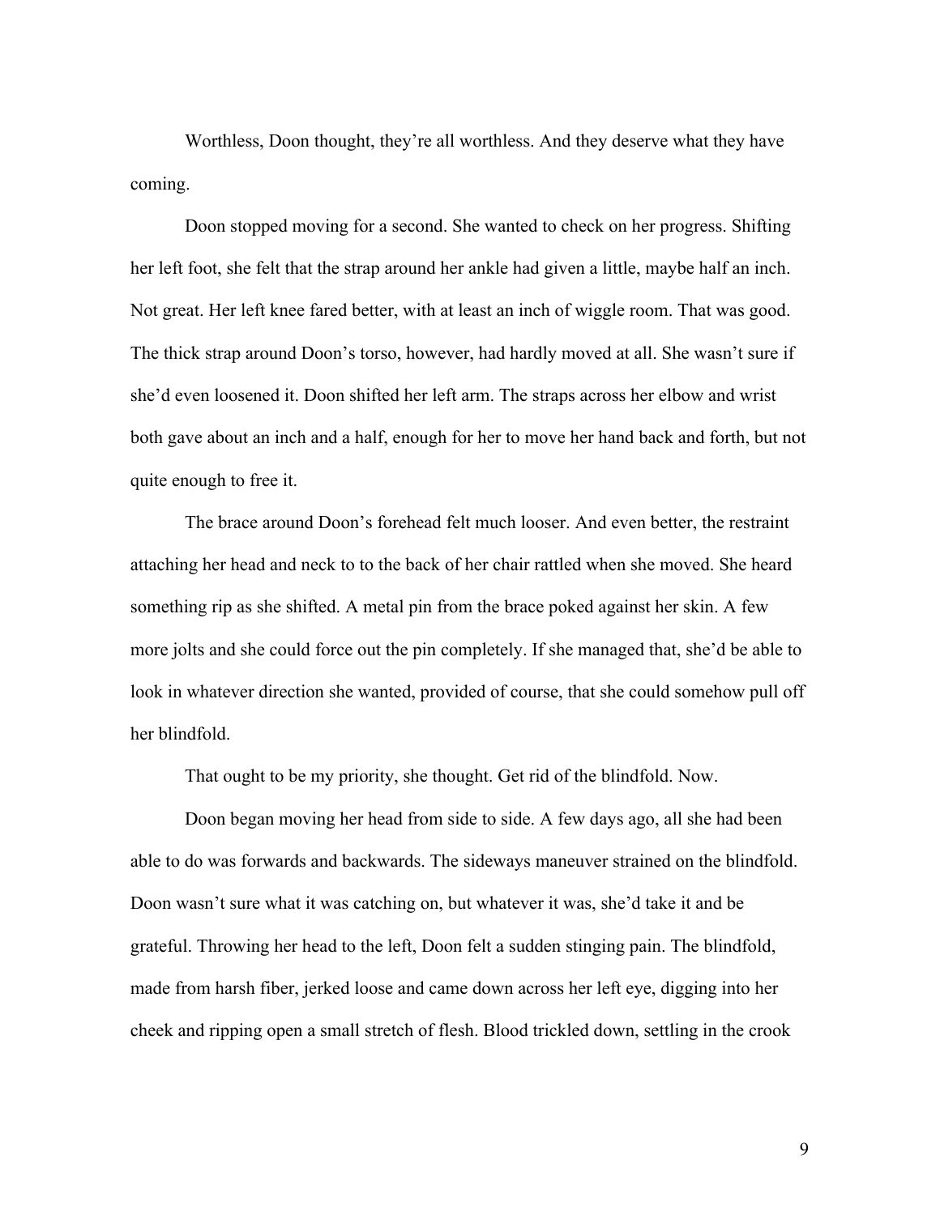Worthless, Doon thought, they're all worthless. And they deserve what they have coming.

Doon stopped moving for a second. She wanted to check on her progress. Shifting her left foot, she felt that the strap around her ankle had given a little, maybe half an inch. Not great. Her left knee fared better, with at least an inch of wiggle room. That was good. The thick strap around Doon's torso, however, had hardly moved at all. She wasn't sure if she'd even loosened it. Doon shifted her left arm. The straps across her elbow and wrist both gave about an inch and a half, enough for her to move her hand back and forth, but not quite enough to free it.

The brace around Doon's forehead felt much looser. And even better, the restraint attaching her head and neck to to the back of her chair rattled when she moved. She heard something rip as she shifted. A metal pin from the brace poked against her skin. A few more jolts and she could force out the pin completely. If she managed that, she'd be able to look in whatever direction she wanted, provided of course, that she could somehow pull off her blindfold.

That ought to be my priority, she thought. Get rid of the blindfold. Now.

Doon began moving her head from side to side. A few days ago, all she had been able to do was forwards and backwards. The sideways maneuver strained on the blindfold. Doon wasn't sure what it was catching on, but whatever it was, she'd take it and be grateful. Throwing her head to the left, Doon felt a sudden stinging pain. The blindfold, made from harsh fiber, jerked loose and came down across her left eye, digging into her cheek and ripping open a small stretch of flesh. Blood trickled down, settling in the crook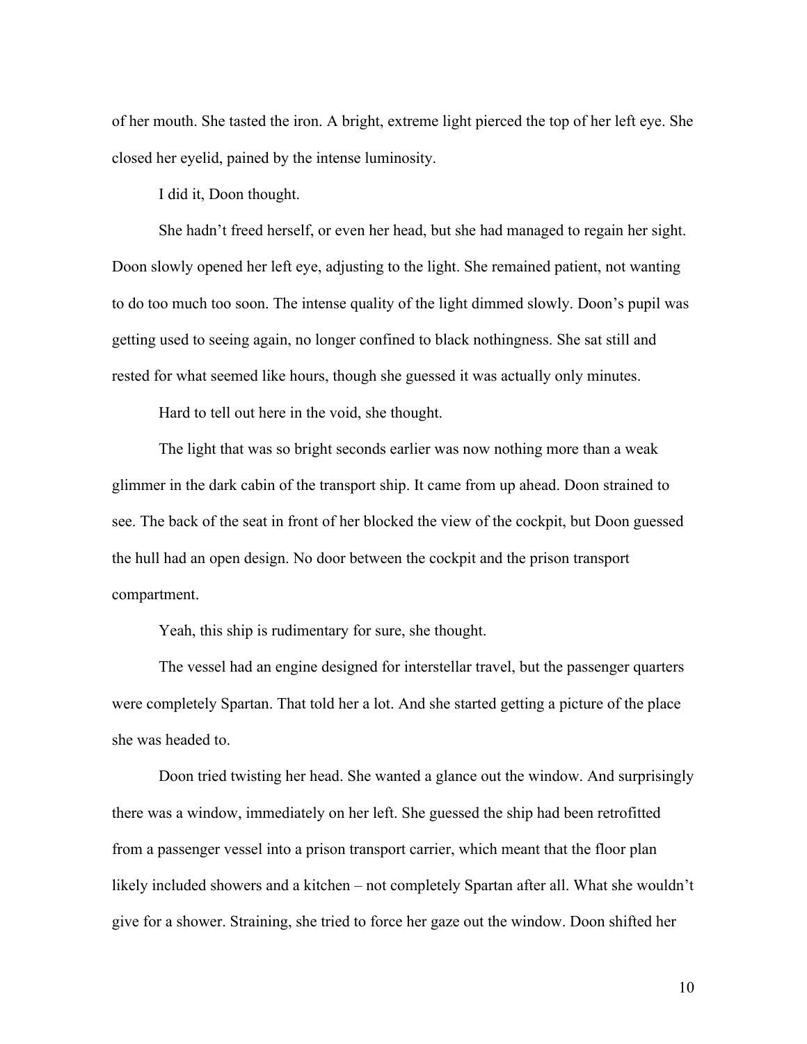of her mouth. She tasted the iron. A bright, extreme light pierced the top of her left eye. She closed her eyelid, pained by the intense luminosity.

I did it, Doon thought.

She hadn't freed herself, or even her head, but she had managed to regain her sight. Doon slowly opened her left eye, adjusting to the light. She remained patient, not wanting to do too much too soon. The intense quality of the light dimmed slowly. Doon's pupil was getting used to seeing again, no longer confined to black nothingness. She sat still and rested for what seemed like hours, though she guessed it was actually only minutes.

Hard to tell out here in the void, she thought.

The light that was so bright seconds earlier was now nothing more than a weak glimmer in the dark cabin of the transport ship. It came from up ahead. Doon strained to see. The back of the seat in front of her blocked the view of the cockpit, but Doon guessed the hull had an open design. No door between the cockpit and the prison transport compartment.

Yeah, this ship is rudimentary for sure, she thought.

The vessel had an engine designed for interstellar travel, but the passenger quarters were completely Spartan. That told her a lot. And she started getting a picture of the place she was headed to.

Doon tried twisting her head. She wanted a glance out the window. And surprisingly there was a window, immediately on her left. She guessed the ship had been retrofitted from a passenger vessel into a prison transport carrier, which meant that the floor plan likely included showers and a kitchen – not completely Spartan after all. What she wouldn't give for a shower. Straining, she tried to force her gaze out the window. Doon shifted her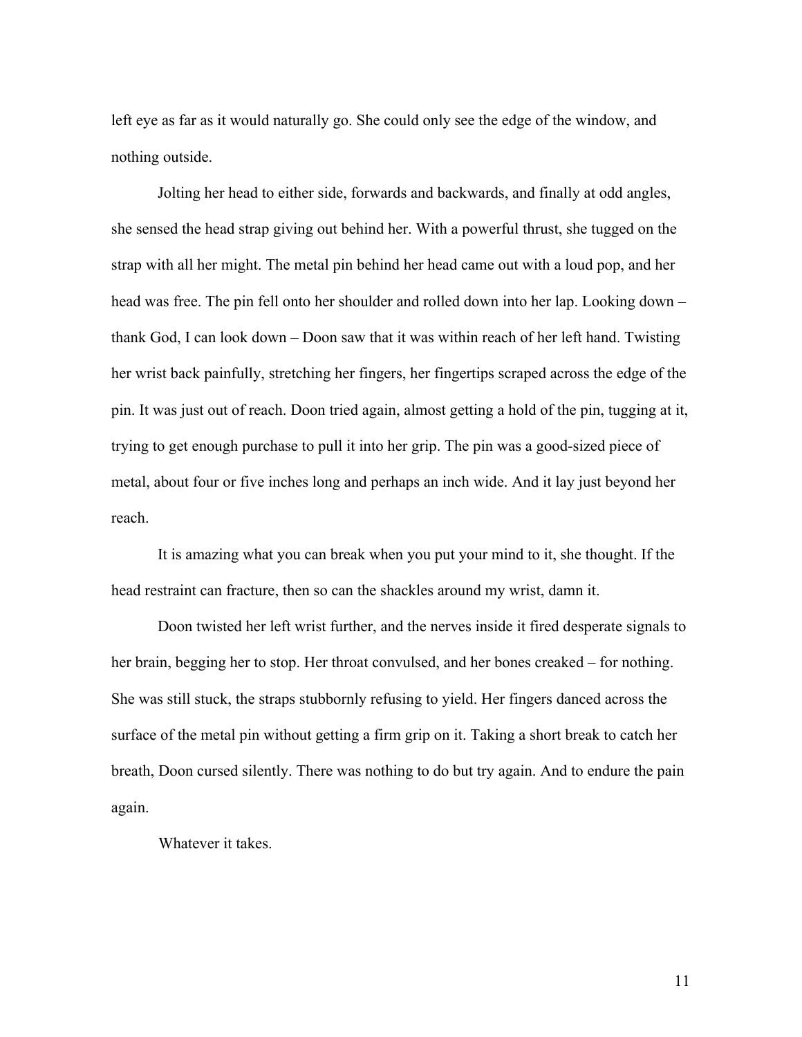left eye as far as it would naturally go. She could only see the edge of the window, and nothing outside.

Jolting her head to either side, forwards and backwards, and finally at odd angles, she sensed the head strap giving out behind her. With a powerful thrust, she tugged on the strap with all her might. The metal pin behind her head came out with a loud pop, and her head was free. The pin fell onto her shoulder and rolled down into her lap. Looking down – thank God, I can look down – Doon saw that it was within reach of her left hand. Twisting her wrist back painfully, stretching her fingers, her fingertips scraped across the edge of the pin. It was just out of reach. Doon tried again, almost getting a hold of the pin, tugging at it, trying to get enough purchase to pull it into her grip. The pin was a good-sized piece of metal, about four or five inches long and perhaps an inch wide. And it lay just beyond her reach.

It is amazing what you can break when you put your mind to it, she thought. If the head restraint can fracture, then so can the shackles around my wrist, damn it.

Doon twisted her left wrist further, and the nerves inside it fired desperate signals to her brain, begging her to stop. Her throat convulsed, and her bones creaked – for nothing. She was still stuck, the straps stubbornly refusing to yield. Her fingers danced across the surface of the metal pin without getting a firm grip on it. Taking a short break to catch her breath, Doon cursed silently. There was nothing to do but try again. And to endure the pain again.

Whatever it takes.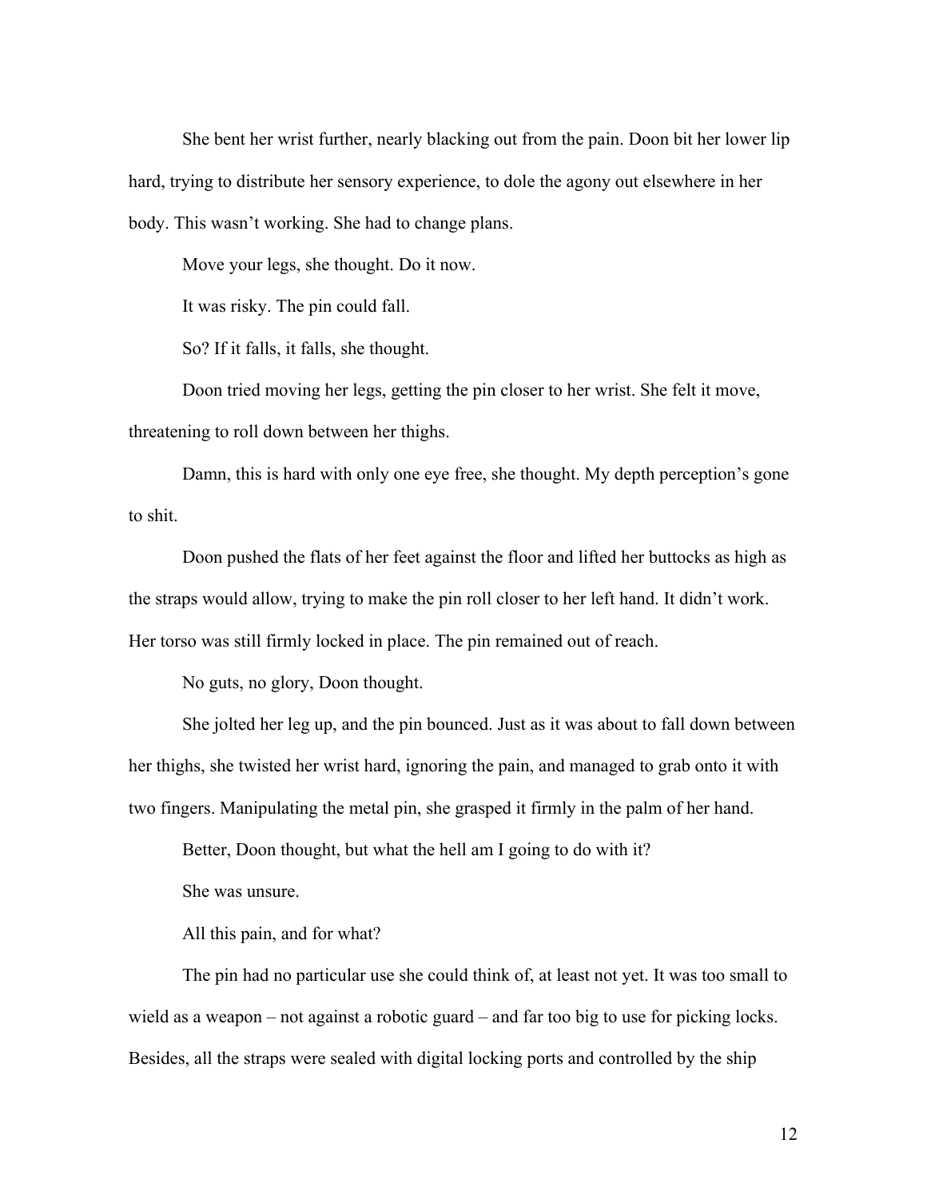She bent her wrist further, nearly blacking out from the pain. Doon bit her lower lip hard, trying to distribute her sensory experience, to dole the agony out elsewhere in her body. This wasn't working. She had to change plans.

Move your legs, she thought. Do it now.

It was risky. The pin could fall.

So? If it falls, it falls, she thought.

Doon tried moving her legs, getting the pin closer to her wrist. She felt it move, threatening to roll down between her thighs.

Damn, this is hard with only one eye free, she thought. My depth perception's gone to shit.

Doon pushed the flats of her feet against the floor and lifted her buttocks as high as the straps would allow, trying to make the pin roll closer to her left hand. It didn't work. Her torso was still firmly locked in place. The pin remained out of reach.

No guts, no glory, Doon thought.

She jolted her leg up, and the pin bounced. Just as it was about to fall down between her thighs, she twisted her wrist hard, ignoring the pain, and managed to grab onto it with two fingers. Manipulating the metal pin, she grasped it firmly in the palm of her hand.

Better, Doon thought, but what the hell am I going to do with it?

She was unsure.

All this pain, and for what?

The pin had no particular use she could think of, at least not yet. It was too small to wield as a weapon – not against a robotic guard – and far too big to use for picking locks. Besides, all the straps were sealed with digital locking ports and controlled by the ship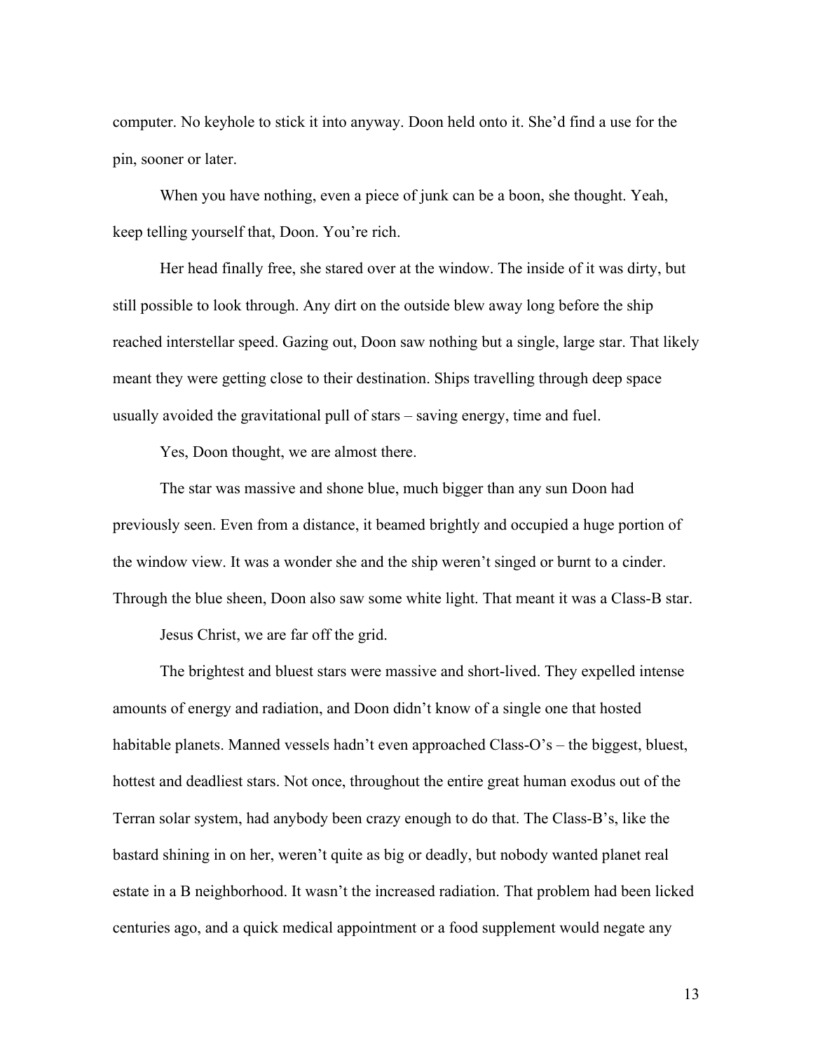computer. No keyhole to stick it into anyway. Doon held onto it. She'd find a use for the pin, sooner or later.

When you have nothing, even a piece of junk can be a boon, she thought. Yeah, keep telling yourself that, Doon. You're rich.

Her head finally free, she stared over at the window. The inside of it was dirty, but still possible to look through. Any dirt on the outside blew away long before the ship reached interstellar speed. Gazing out, Doon saw nothing but a single, large star. That likely meant they were getting close to their destination. Ships travelling through deep space usually avoided the gravitational pull of stars – saving energy, time and fuel.

Yes, Doon thought, we are almost there.

The star was massive and shone blue, much bigger than any sun Doon had previously seen. Even from a distance, it beamed brightly and occupied a huge portion of the window view. It was a wonder she and the ship weren't singed or burnt to a cinder. Through the blue sheen, Doon also saw some white light. That meant it was a Class-B star.

Jesus Christ, we are far off the grid.

The brightest and bluest stars were massive and short-lived. They expelled intense amounts of energy and radiation, and Doon didn't know of a single one that hosted habitable planets. Manned vessels hadn't even approached Class-O's – the biggest, bluest, hottest and deadliest stars. Not once, throughout the entire great human exodus out of the Terran solar system, had anybody been crazy enough to do that. The Class-B's, like the bastard shining in on her, weren't quite as big or deadly, but nobody wanted planet real estate in a B neighborhood. It wasn't the increased radiation. That problem had been licked centuries ago, and a quick medical appointment or a food supplement would negate any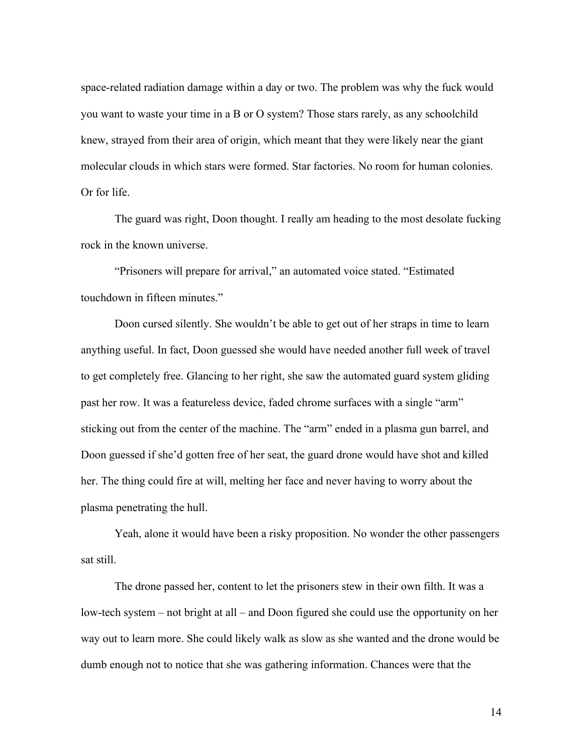space-related radiation damage within a day or two. The problem was why the fuck would you want to waste your time in a B or O system? Those stars rarely, as any schoolchild knew, strayed from their area of origin, which meant that they were likely near the giant molecular clouds in which stars were formed. Star factories. No room for human colonies. Or for life.

The guard was right, Doon thought. I really am heading to the most desolate fucking rock in the known universe.

"Prisoners will prepare for arrival," an automated voice stated. "Estimated touchdown in fifteen minutes."

Doon cursed silently. She wouldn't be able to get out of her straps in time to learn anything useful. In fact, Doon guessed she would have needed another full week of travel to get completely free. Glancing to her right, she saw the automated guard system gliding past her row. It was a featureless device, faded chrome surfaces with a single "arm" sticking out from the center of the machine. The "arm" ended in a plasma gun barrel, and Doon guessed if she'd gotten free of her seat, the guard drone would have shot and killed her. The thing could fire at will, melting her face and never having to worry about the plasma penetrating the hull.

Yeah, alone it would have been a risky proposition. No wonder the other passengers sat still.

The drone passed her, content to let the prisoners stew in their own filth. It was a low-tech system – not bright at all – and Doon figured she could use the opportunity on her way out to learn more. She could likely walk as slow as she wanted and the drone would be dumb enough not to notice that she was gathering information. Chances were that the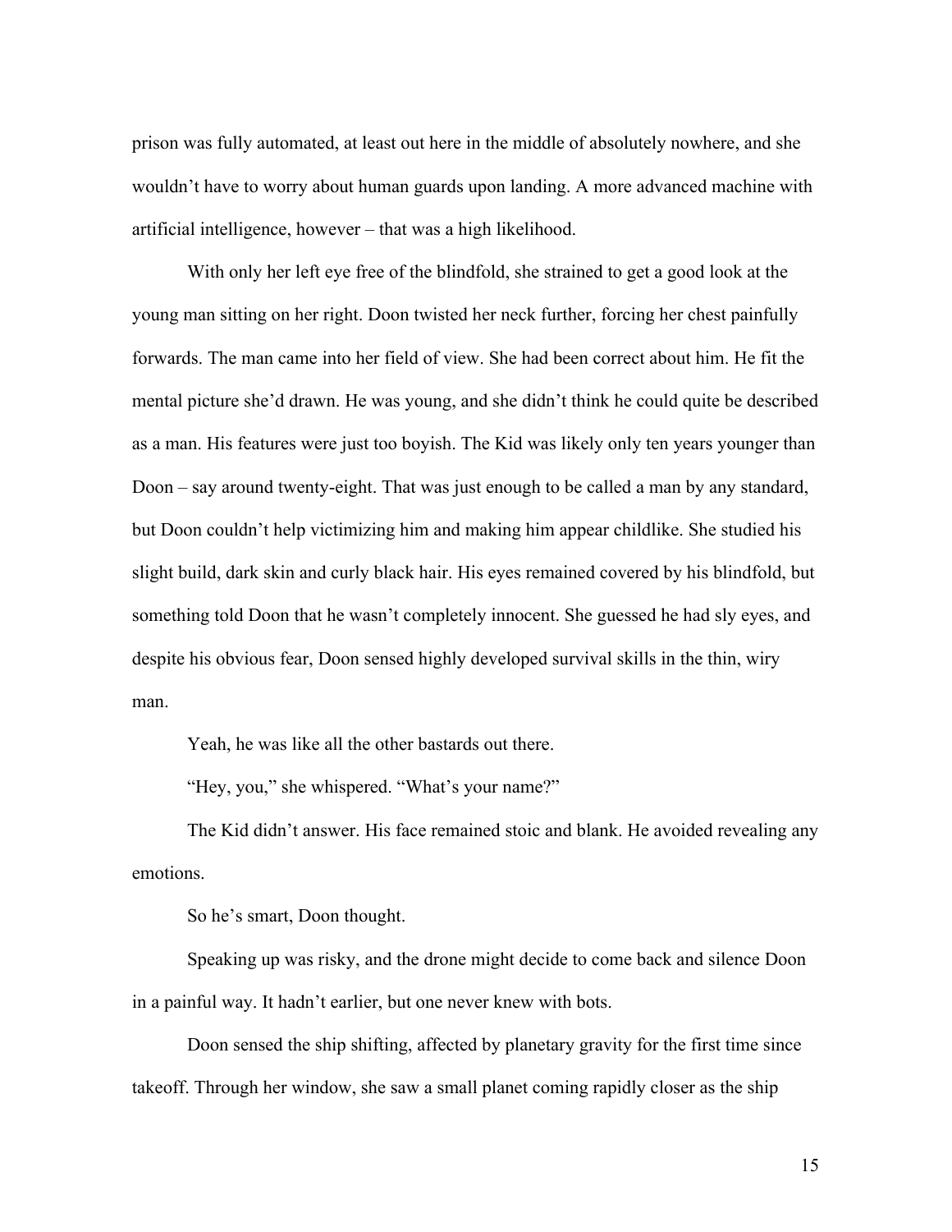prison was fully automated, at least out here in the middle of absolutely nowhere, and she wouldn't have to worry about human guards upon landing. A more advanced machine with artificial intelligence, however – that was a high likelihood.

With only her left eye free of the blindfold, she strained to get a good look at the young man sitting on her right. Doon twisted her neck further, forcing her chest painfully forwards. The man came into her field of view. She had been correct about him. He fit the mental picture she'd drawn. He was young, and she didn't think he could quite be described as a man. His features were just too boyish. The Kid was likely only ten years younger than Doon – say around twenty-eight. That was just enough to be called a man by any standard, but Doon couldn't help victimizing him and making him appear childlike. She studied his slight build, dark skin and curly black hair. His eyes remained covered by his blindfold, but something told Doon that he wasn't completely innocent. She guessed he had sly eyes, and despite his obvious fear, Doon sensed highly developed survival skills in the thin, wiry man.

Yeah, he was like all the other bastards out there.

"Hey, you," she whispered. "What's your name?"

The Kid didn't answer. His face remained stoic and blank. He avoided revealing any emotions.

So he's smart, Doon thought.

Speaking up was risky, and the drone might decide to come back and silence Doon in a painful way. It hadn't earlier, but one never knew with bots.

Doon sensed the ship shifting, affected by planetary gravity for the first time since takeoff. Through her window, she saw a small planet coming rapidly closer as the ship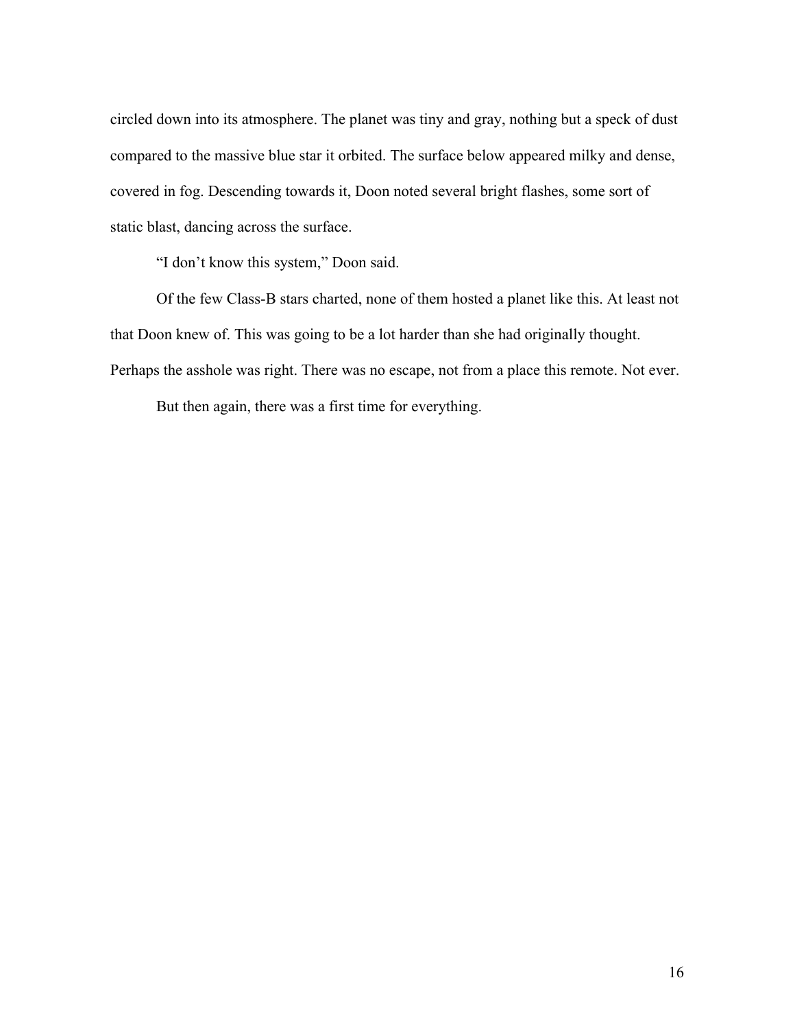circled down into its atmosphere. The planet was tiny and gray, nothing but a speck of dust compared to the massive blue star it orbited. The surface below appeared milky and dense, covered in fog. Descending towards it, Doon noted several bright flashes, some sort of static blast, dancing across the surface.

"I don't know this system," Doon said.

Of the few Class-B stars charted, none of them hosted a planet like this. At least not that Doon knew of. This was going to be a lot harder than she had originally thought. Perhaps the asshole was right. There was no escape, not from a place this remote. Not ever.

But then again, there was a first time for everything.